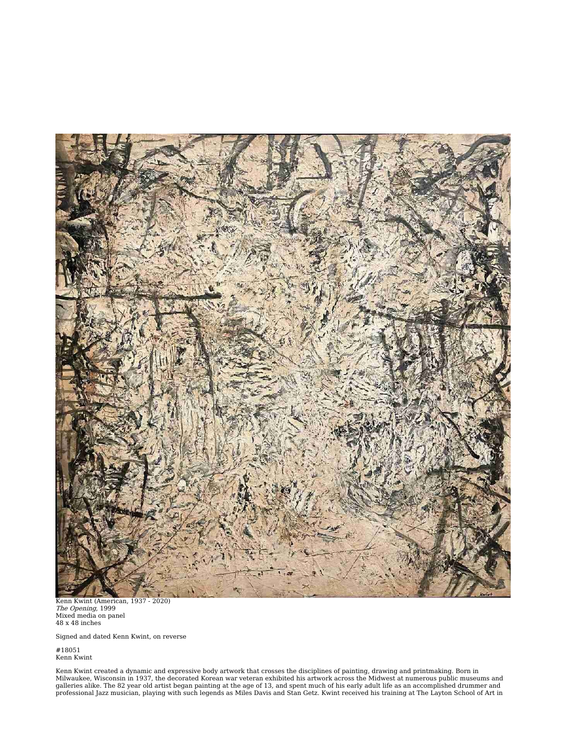Kenn Kwint (American, 1937 - 2020)
*The Opening*, 1999
Mixed media on panel
48 x 48 inches

Signed and dated Kenn Kwint, on reverse

#18051
Kenn Kwint

Kenn Kwint created a dynamic and expressive body artwork that crosses the disciplines of painting, drawing and printmaking. Born in Milwaukee, Wisconsin in 1937, the decorated Korean war veteran exhibited his artwork across the Midwest at numerous public museums and galleries alike. The 82 year old artist began painting at the age of 13, and spent much of his early adult life as an accomplished drummer and professional Jazz musician, playing with such legends as Miles Davis and Stan Getz. Kwint received his training at The Layton School of Art in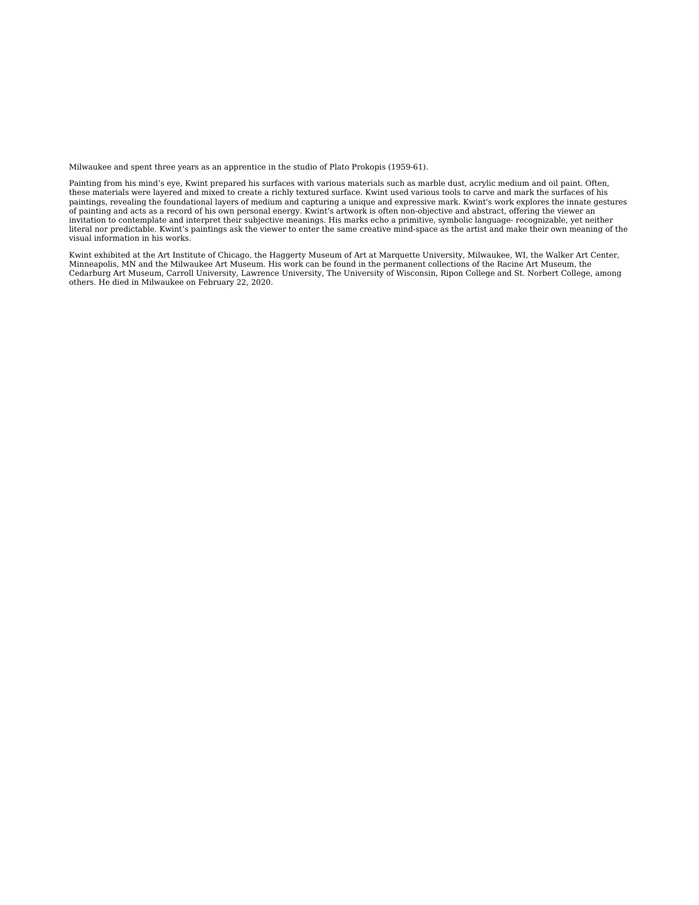Milwaukee and spent three years as an apprentice in the studio of Plato Prokopis (1959-61).

Painting from his mind's eye, Kwint prepared his surfaces with various materials such as marble dust, acrylic medium and oil paint. Often, these materials were layered and mixed to create a richly textured surface. Kwint used various tools to carve and mark the surfaces of his paintings, revealing the foundational layers of medium and capturing a unique and expressive mark. Kwint's work explores the innate gestures of painting and acts as a record of his own personal energy. Kwint's artwork is often non-objective and abstract, offering the viewer an invitation to contemplate and interpret their subjective meanings. His marks echo a primitive, symbolic language- recognizable, yet neither literal nor predictable. Kwint's paintings ask the viewer to enter the same creative mind-space as the artist and make their own meaning of the visual information in his works.

Kwint exhibited at the Art Institute of Chicago, the Haggerty Museum of Art at Marquette University, Milwaukee, WI, the Walker Art Center, Minneapolis, MN and the Milwaukee Art Museum. His work can be found in the permanent collections of the Racine Art Museum, the Cedarburg Art Museum, Carroll University, Lawrence University, The University of Wisconsin, Ripon College and St. Norbert College, among others. He died in Milwaukee on February 22, 2020.